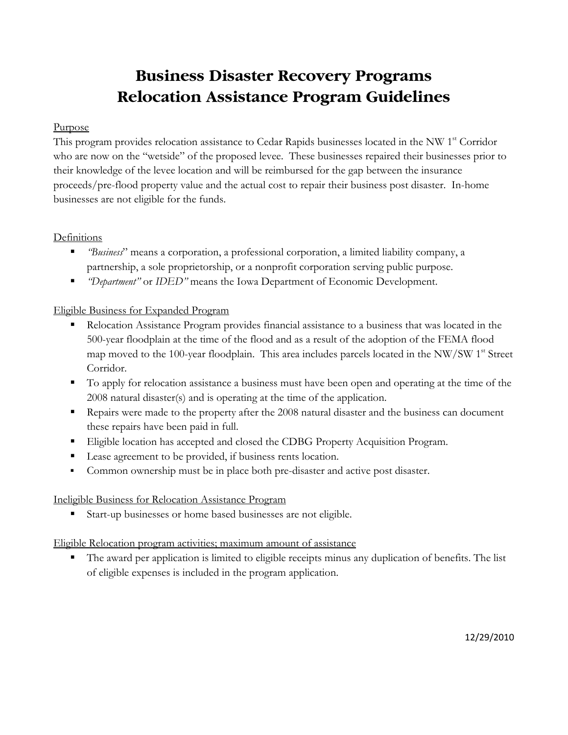# Business Disaster Recovery Programs
# Relocation Assistance Program Guidelines

Purpose

This program provides relocation assistance to Cedar Rapids businesses located in the NW 1st Corridor who are now on the "wetside" of the proposed levee. These businesses repaired their businesses prior to their knowledge of the levee location and will be reimbursed for the gap between the insurance proceeds/pre-flood property value and the actual cost to repair their business post disaster. In-home businesses are not eligible for the funds.

Definitions

- *"Business"* means a corporation, a professional corporation, a limited liability company, a partnership, a sole proprietorship, or a nonprofit corporation serving public purpose.
- *"Department"* or *IDED"* means the Iowa Department of Economic Development.

Eligible Business for Expanded Program

- Relocation Assistance Program provides financial assistance to a business that was located in the 500-year floodplain at the time of the flood and as a result of the adoption of the FEMA flood map moved to the 100-year floodplain. This area includes parcels located in the NW/SW 1st Street Corridor.
- To apply for relocation assistance a business must have been open and operating at the time of the 2008 natural disaster(s) and is operating at the time of the application.
- Repairs were made to the property after the 2008 natural disaster and the business can document these repairs have been paid in full.
- Eligible location has accepted and closed the CDBG Property Acquisition Program.
- Lease agreement to be provided, if business rents location.
- Common ownership must be in place both pre-disaster and active post disaster.

Ineligible Business for Relocation Assistance Program

- Start-up businesses or home based businesses are not eligible.

Eligible Relocation program activities; maximum amount of assistance

- The award per application is limited to eligible receipts minus any duplication of benefits. The list of eligible expenses is included in the program application.

12/29/2010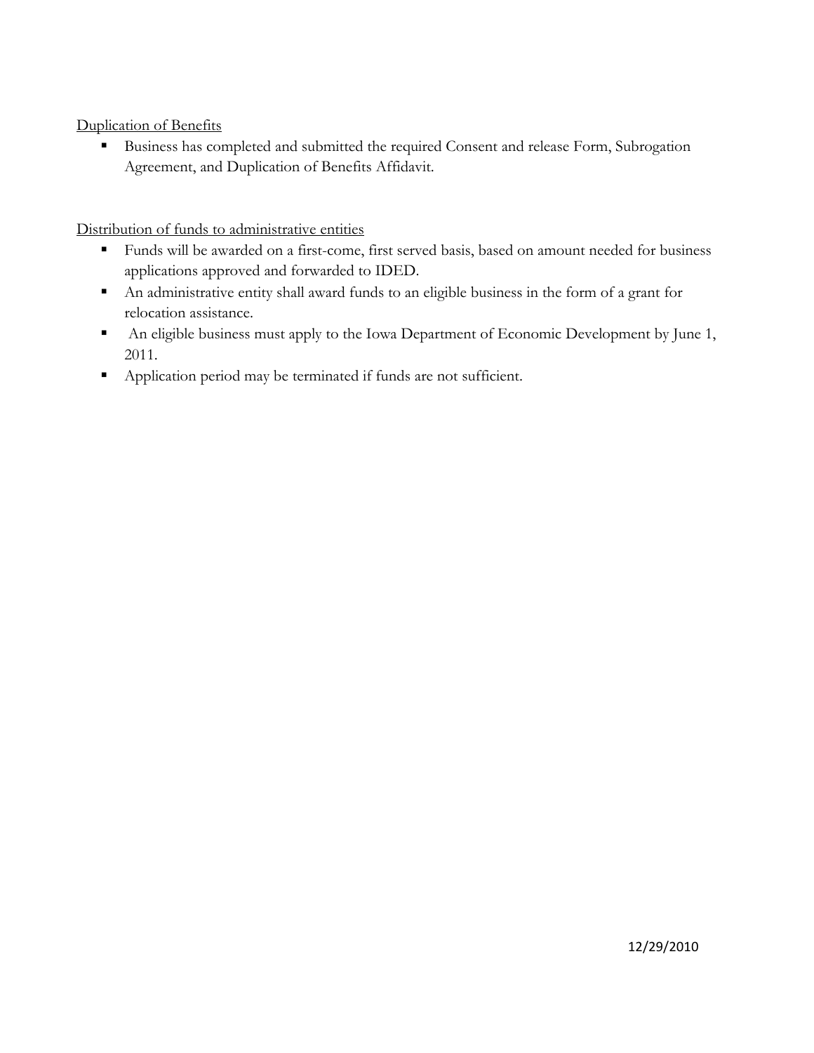<u>Duplication of Benefits</u>

- Business has completed and submitted the required Consent and release Form, Subrogation Agreement, and Duplication of Benefits Affidavit.

<u>Distribution of funds to administrative entities</u>

- Funds will be awarded on a first-come, first served basis, based on amount needed for business applications approved and forwarded to IDED.
- An administrative entity shall award funds to an eligible business in the form of a grant for relocation assistance.
- An eligible business must apply to the Iowa Department of Economic Development by June 1, 2011.
- Application period may be terminated if funds are not sufficient.

12/29/2010